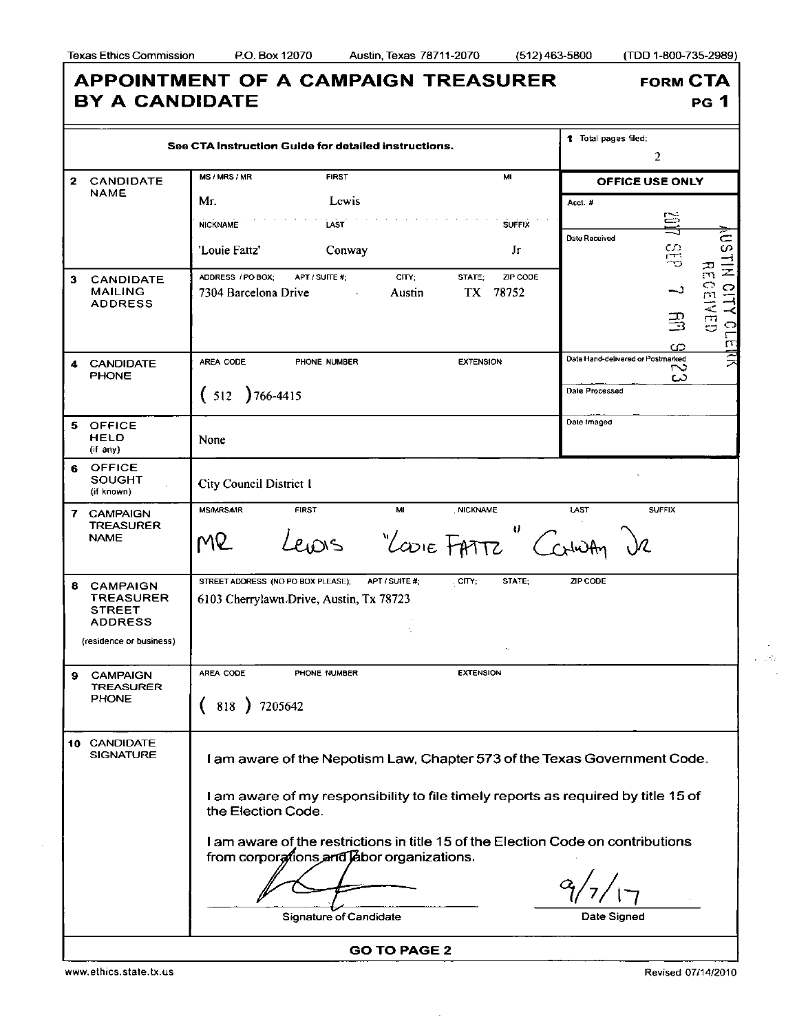Texas Ethics Commission P.O. Box 12070 Austin, Texas 78711-2070 (512) 463-5800 (TDD 1-800-735-2989)

# APPOINTMENT OF A CAMPAIGN TREASURER BY A CANDIDATE

**FORM CTA PG 1**

See CTA Instruction Guide for detailed instructions.

**1** Total pages filed: 2

| | | |
|---|---|---|
| **2 CANDIDATE NAME** | MS / MRS / MR: Mr. FIRST: Lewis MI: <br> NICKNAME: 'Louie Fattz' LAST: Conway SUFFIX: Jr | **OFFICE USE ONLY** <br> Acct. # <br> Date Received: 2017 SEP 7 AM 9 23 AUSTIN CITY CLERK RECEIVED |
| **3 CANDIDATE MAILING ADDRESS** | ADDRESS / PO BOX: 7304 Barcelona Drive APT / SUITE #: CITY: Austin STATE: TX ZIP CODE: 78752 | |
| **4 CANDIDATE PHONE** | AREA CODE: (512) PHONE NUMBER: 766-4415 EXTENSION: | Date Hand-delivered or Postmarked <br> Date Processed |
| **5 OFFICE HELD** (if any) | None | Date Imaged |
| **6 OFFICE SOUGHT** (if known) | City Council District 1 | |
| **7 CAMPAIGN TREASURER NAME** | MS/MRS/MR: MR FIRST: Lewis MI: NICKNAME: "Louie Fattz" LAST: Conway SUFFIX: Jr | |
| **8 CAMPAIGN TREASURER STREET ADDRESS** (residence or business) | STREET ADDRESS (NO PO BOX PLEASE); APT / SUITE #; CITY; STATE; ZIP CODE <br> 6103 Cherrylawn Drive, Austin, Tx 78723 | |
| **9 CAMPAIGN TREASURER PHONE** | AREA CODE: (818) PHONE NUMBER: 7205642 EXTENSION: | |

**10 CANDIDATE SIGNATURE**

I am aware of the Nepotism Law, Chapter 573 of the Texas Government Code.

I am aware of my responsibility to file timely reports as required by title 15 of the Election Code.

I am aware of the restrictions in title 15 of the Election Code on contributions from corporations and labor organizations.

[signature] 9/7/17

Signature of Candidate Date Signed

**GO TO PAGE 2**

www.ethics.state.tx.us Revised 07/14/2010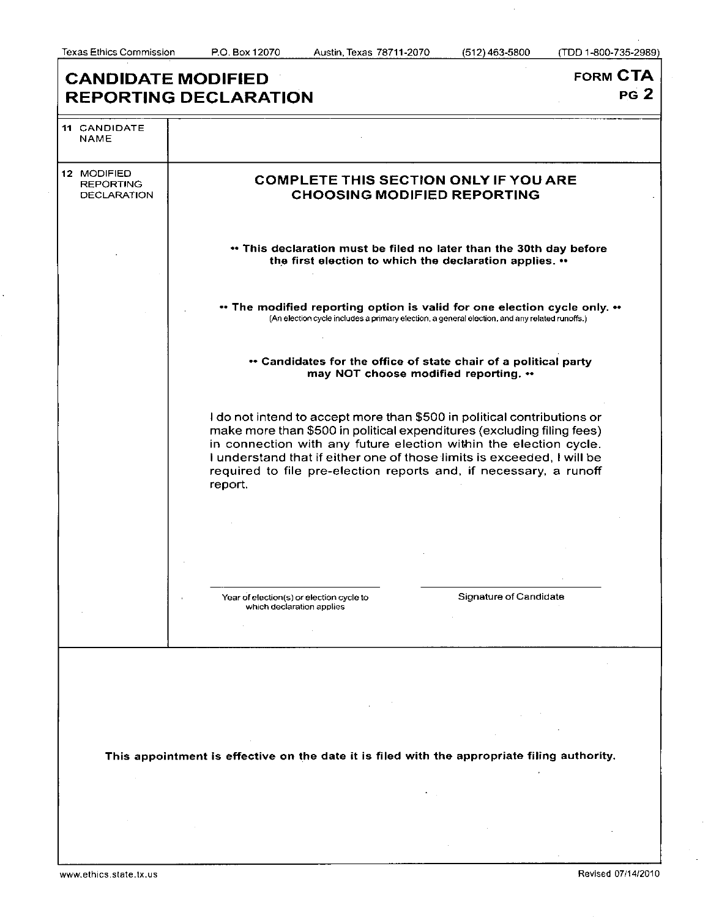# CANDIDATE MODIFIED REPORTING DECLARATION

**FORM CTA PG 2**

11 CANDIDATE NAME

12 MODIFIED REPORTING DECLARATION

## COMPLETE THIS SECTION ONLY IF YOU ARE CHOOSING MODIFIED REPORTING

**•• This declaration must be filed no later than the 30th day before the first election to which the declaration applies. ••**

**•• The modified reporting option is valid for one election cycle only. ••**
(An election cycle includes a primary election, a general election, and any related runoffs.)

**•• Candidates for the office of state chair of a political party may NOT choose modified reporting. ••**

I do not intend to accept more than $500 in political contributions or make more than $500 in political expenditures (excluding filing fees) in connection with any future election within the election cycle. I understand that if either one of those limits is exceeded, I will be required to file pre-election reports and, if necessary, a runoff report.

\_\_\_\_\_\_\_\_\_\_\_\_\_\_\_\_\_\_\_\_\_\_\_\_\_\_\_\_\_\_
Year of election(s) or election cycle to which declaration applies

\_\_\_\_\_\_\_\_\_\_\_\_\_\_\_\_\_\_\_\_\_\_\_\_\_\_\_\_\_\_
Signature of Candidate

**This appointment is effective on the date it is filed with the appropriate filing authority.**